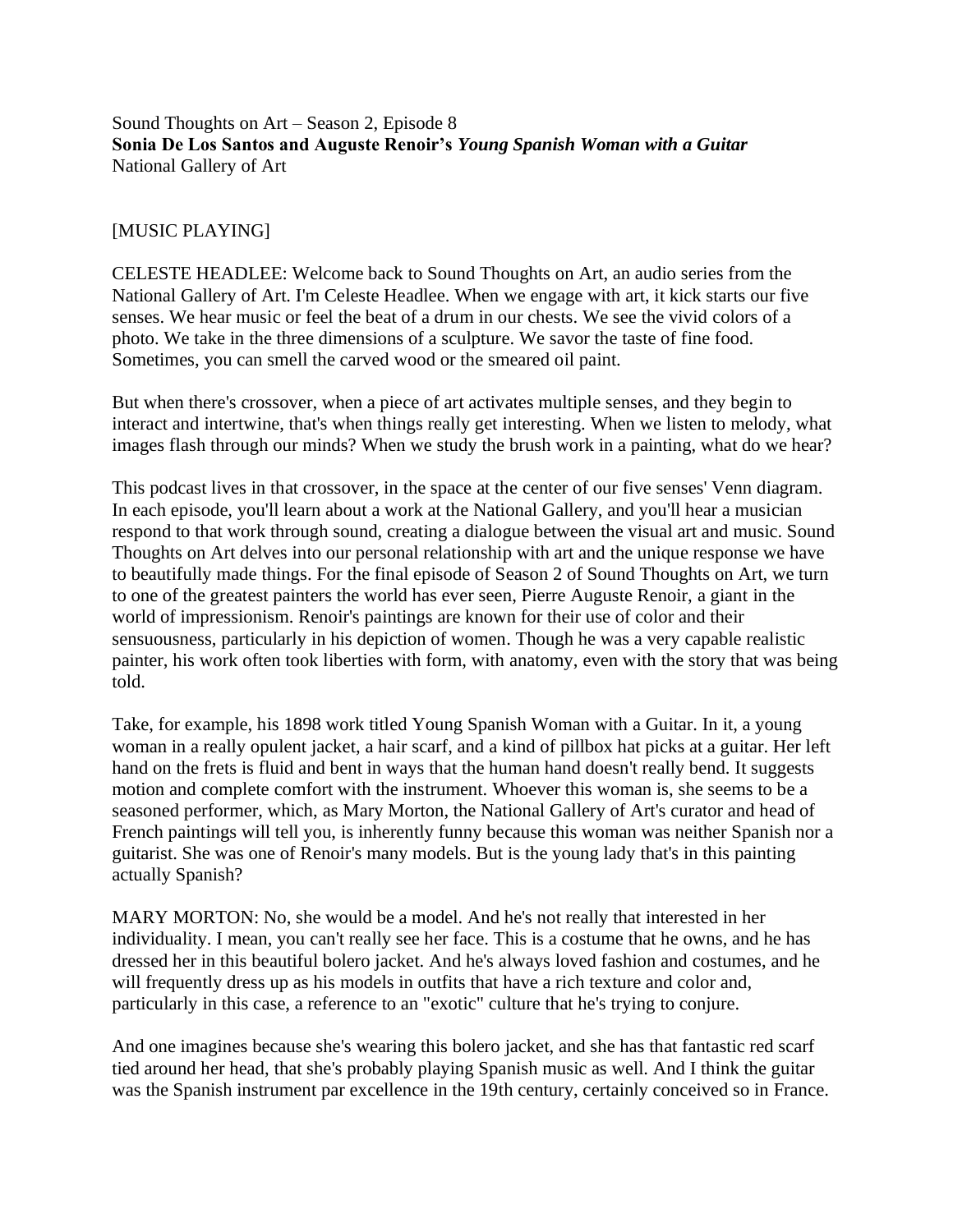Sound Thoughts on Art – Season 2, Episode 8
**Sonia De Los Santos and Auguste Renoir's *Young Spanish Woman with a Guitar***
National Gallery of Art

[MUSIC PLAYING]

CELESTE HEADLEE: Welcome back to Sound Thoughts on Art, an audio series from the National Gallery of Art. I'm Celeste Headlee. When we engage with art, it kick starts our five senses. We hear music or feel the beat of a drum in our chests. We see the vivid colors of a photo. We take in the three dimensions of a sculpture. We savor the taste of fine food. Sometimes, you can smell the carved wood or the smeared oil paint.

But when there's crossover, when a piece of art activates multiple senses, and they begin to interact and intertwine, that's when things really get interesting. When we listen to melody, what images flash through our minds? When we study the brush work in a painting, what do we hear?

This podcast lives in that crossover, in the space at the center of our five senses' Venn diagram. In each episode, you'll learn about a work at the National Gallery, and you'll hear a musician respond to that work through sound, creating a dialogue between the visual art and music. Sound Thoughts on Art delves into our personal relationship with art and the unique response we have to beautifully made things. For the final episode of Season 2 of Sound Thoughts on Art, we turn to one of the greatest painters the world has ever seen, Pierre Auguste Renoir, a giant in the world of impressionism. Renoir's paintings are known for their use of color and their sensuousness, particularly in his depiction of women. Though he was a very capable realistic painter, his work often took liberties with form, with anatomy, even with the story that was being told.

Take, for example, his 1898 work titled Young Spanish Woman with a Guitar. In it, a young woman in a really opulent jacket, a hair scarf, and a kind of pillbox hat picks at a guitar. Her left hand on the frets is fluid and bent in ways that the human hand doesn't really bend. It suggests motion and complete comfort with the instrument. Whoever this woman is, she seems to be a seasoned performer, which, as Mary Morton, the National Gallery of Art's curator and head of French paintings will tell you, is inherently funny because this woman was neither Spanish nor a guitarist. She was one of Renoir's many models. But is the young lady that's in this painting actually Spanish?

MARY MORTON: No, she would be a model. And he's not really that interested in her individuality. I mean, you can't really see her face. This is a costume that he owns, and he has dressed her in this beautiful bolero jacket. And he's always loved fashion and costumes, and he will frequently dress up as his models in outfits that have a rich texture and color and, particularly in this case, a reference to an "exotic" culture that he's trying to conjure.

And one imagines because she's wearing this bolero jacket, and she has that fantastic red scarf tied around her head, that she's probably playing Spanish music as well. And I think the guitar was the Spanish instrument par excellence in the 19th century, certainly conceived so in France.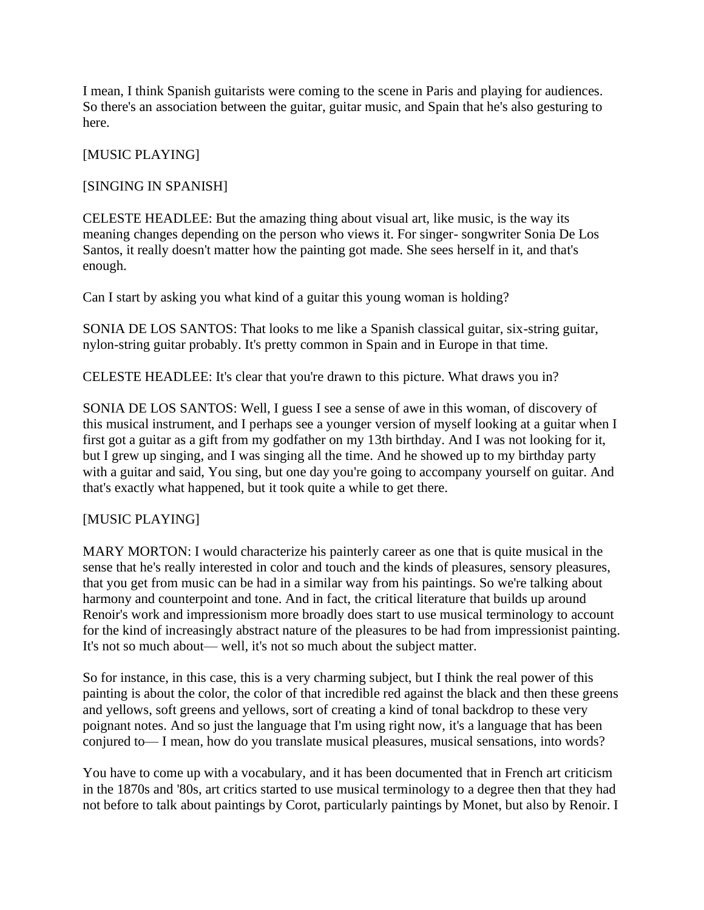I mean, I think Spanish guitarists were coming to the scene in Paris and playing for audiences. So there's an association between the guitar, guitar music, and Spain that he's also gesturing to here.

[MUSIC PLAYING]

[SINGING IN SPANISH]

CELESTE HEADLEE: But the amazing thing about visual art, like music, is the way its meaning changes depending on the person who views it. For singer- songwriter Sonia De Los Santos, it really doesn't matter how the painting got made. She sees herself in it, and that's enough.

Can I start by asking you what kind of a guitar this young woman is holding?

SONIA DE LOS SANTOS: That looks to me like a Spanish classical guitar, six-string guitar, nylon-string guitar probably. It's pretty common in Spain and in Europe in that time.

CELESTE HEADLEE: It's clear that you're drawn to this picture. What draws you in?

SONIA DE LOS SANTOS: Well, I guess I see a sense of awe in this woman, of discovery of this musical instrument, and I perhaps see a younger version of myself looking at a guitar when I first got a guitar as a gift from my godfather on my 13th birthday. And I was not looking for it, but I grew up singing, and I was singing all the time. And he showed up to my birthday party with a guitar and said, You sing, but one day you're going to accompany yourself on guitar. And that's exactly what happened, but it took quite a while to get there.

[MUSIC PLAYING]

MARY MORTON: I would characterize his painterly career as one that is quite musical in the sense that he's really interested in color and touch and the kinds of pleasures, sensory pleasures, that you get from music can be had in a similar way from his paintings. So we're talking about harmony and counterpoint and tone. And in fact, the critical literature that builds up around Renoir's work and impressionism more broadly does start to use musical terminology to account for the kind of increasingly abstract nature of the pleasures to be had from impressionist painting. It's not so much about— well, it's not so much about the subject matter.

So for instance, in this case, this is a very charming subject, but I think the real power of this painting is about the color, the color of that incredible red against the black and then these greens and yellows, soft greens and yellows, sort of creating a kind of tonal backdrop to these very poignant notes. And so just the language that I'm using right now, it's a language that has been conjured to— I mean, how do you translate musical pleasures, musical sensations, into words?

You have to come up with a vocabulary, and it has been documented that in French art criticism in the 1870s and '80s, art critics started to use musical terminology to a degree then that they had not before to talk about paintings by Corot, particularly paintings by Monet, but also by Renoir. I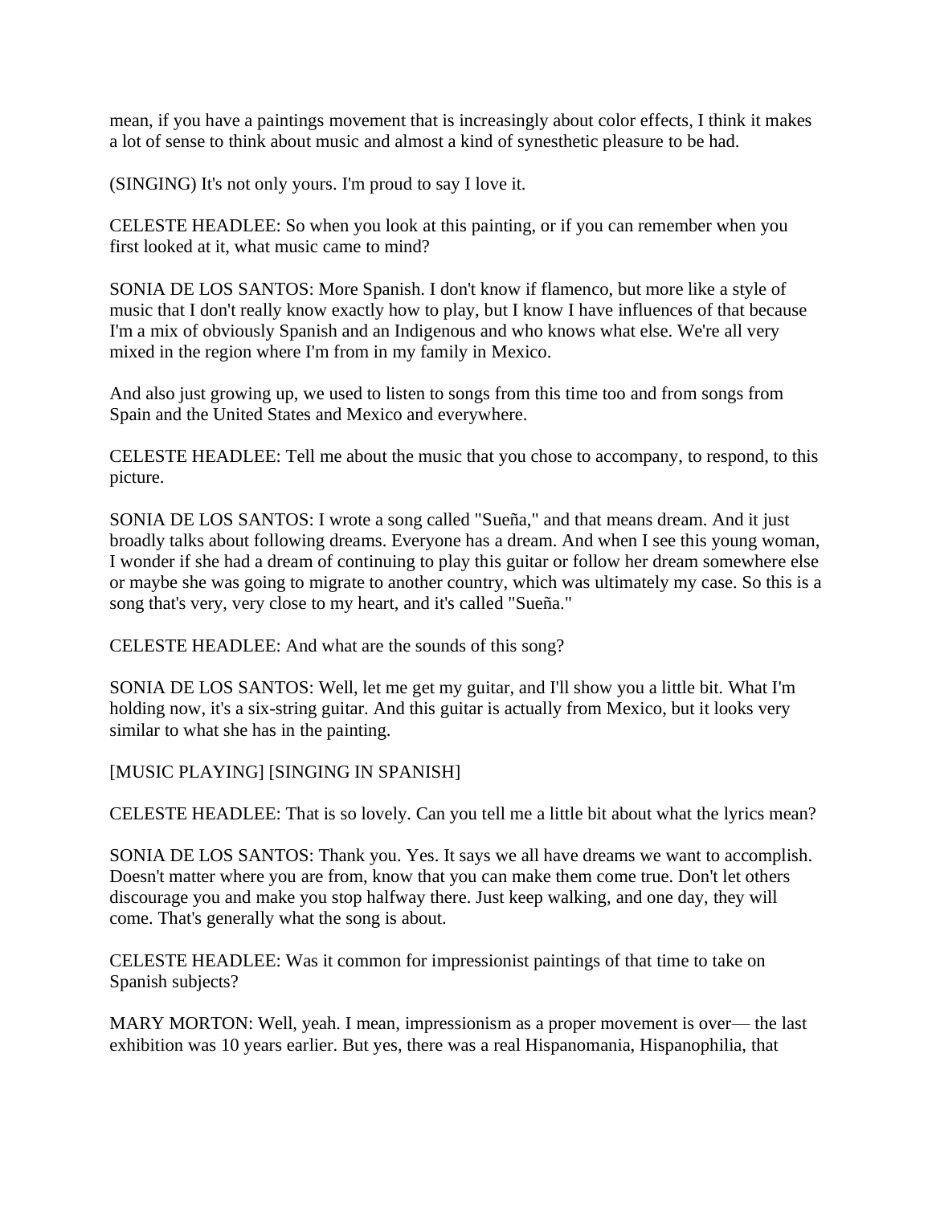mean, if you have a paintings movement that is increasingly about color effects, I think it makes a lot of sense to think about music and almost a kind of synesthetic pleasure to be had.

(SINGING) It's not only yours. I'm proud to say I love it.

CELESTE HEADLEE: So when you look at this painting, or if you can remember when you first looked at it, what music came to mind?

SONIA DE LOS SANTOS: More Spanish. I don't know if flamenco, but more like a style of music that I don't really know exactly how to play, but I know I have influences of that because I'm a mix of obviously Spanish and an Indigenous and who knows what else. We're all very mixed in the region where I'm from in my family in Mexico.

And also just growing up, we used to listen to songs from this time too and from songs from Spain and the United States and Mexico and everywhere.

CELESTE HEADLEE: Tell me about the music that you chose to accompany, to respond, to this picture.

SONIA DE LOS SANTOS: I wrote a song called "Sueña," and that means dream. And it just broadly talks about following dreams. Everyone has a dream. And when I see this young woman, I wonder if she had a dream of continuing to play this guitar or follow her dream somewhere else or maybe she was going to migrate to another country, which was ultimately my case. So this is a song that's very, very close to my heart, and it's called "Sueña."

CELESTE HEADLEE: And what are the sounds of this song?

SONIA DE LOS SANTOS: Well, let me get my guitar, and I'll show you a little bit. What I'm holding now, it's a six-string guitar. And this guitar is actually from Mexico, but it looks very similar to what she has in the painting.

[MUSIC PLAYING] [SINGING IN SPANISH]

CELESTE HEADLEE: That is so lovely. Can you tell me a little bit about what the lyrics mean?

SONIA DE LOS SANTOS: Thank you. Yes. It says we all have dreams we want to accomplish. Doesn't matter where you are from, know that you can make them come true. Don't let others discourage you and make you stop halfway there. Just keep walking, and one day, they will come. That's generally what the song is about.

CELESTE HEADLEE: Was it common for impressionist paintings of that time to take on Spanish subjects?

MARY MORTON: Well, yeah. I mean, impressionism as a proper movement is over— the last exhibition was 10 years earlier. But yes, there was a real Hispanomania, Hispanophilia, that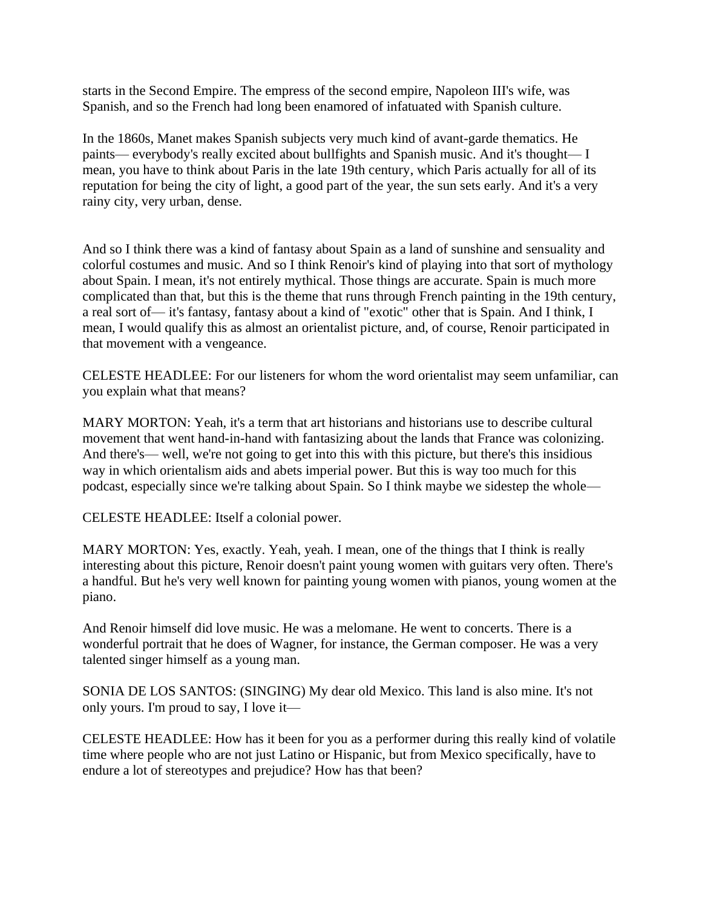starts in the Second Empire. The empress of the second empire, Napoleon III's wife, was Spanish, and so the French had long been enamored of infatuated with Spanish culture.

In the 1860s, Manet makes Spanish subjects very much kind of avant-garde thematics. He paints— everybody's really excited about bullfights and Spanish music. And it's thought— I mean, you have to think about Paris in the late 19th century, which Paris actually for all of its reputation for being the city of light, a good part of the year, the sun sets early. And it's a very rainy city, very urban, dense.

And so I think there was a kind of fantasy about Spain as a land of sunshine and sensuality and colorful costumes and music. And so I think Renoir's kind of playing into that sort of mythology about Spain. I mean, it's not entirely mythical. Those things are accurate. Spain is much more complicated than that, but this is the theme that runs through French painting in the 19th century, a real sort of— it's fantasy, fantasy about a kind of "exotic" other that is Spain. And I think, I mean, I would qualify this as almost an orientalist picture, and, of course, Renoir participated in that movement with a vengeance.

CELESTE HEADLEE: For our listeners for whom the word orientalist may seem unfamiliar, can you explain what that means?

MARY MORTON: Yeah, it's a term that art historians and historians use to describe cultural movement that went hand-in-hand with fantasizing about the lands that France was colonizing. And there's— well, we're not going to get into this with this picture, but there's this insidious way in which orientalism aids and abets imperial power. But this is way too much for this podcast, especially since we're talking about Spain. So I think maybe we sidestep the whole—

CELESTE HEADLEE: Itself a colonial power.

MARY MORTON: Yes, exactly. Yeah, yeah. I mean, one of the things that I think is really interesting about this picture, Renoir doesn't paint young women with guitars very often. There's a handful. But he's very well known for painting young women with pianos, young women at the piano.

And Renoir himself did love music. He was a melomane. He went to concerts. There is a wonderful portrait that he does of Wagner, for instance, the German composer. He was a very talented singer himself as a young man.

SONIA DE LOS SANTOS: (SINGING) My dear old Mexico. This land is also mine. It's not only yours. I'm proud to say, I love it—

CELESTE HEADLEE: How has it been for you as a performer during this really kind of volatile time where people who are not just Latino or Hispanic, but from Mexico specifically, have to endure a lot of stereotypes and prejudice? How has that been?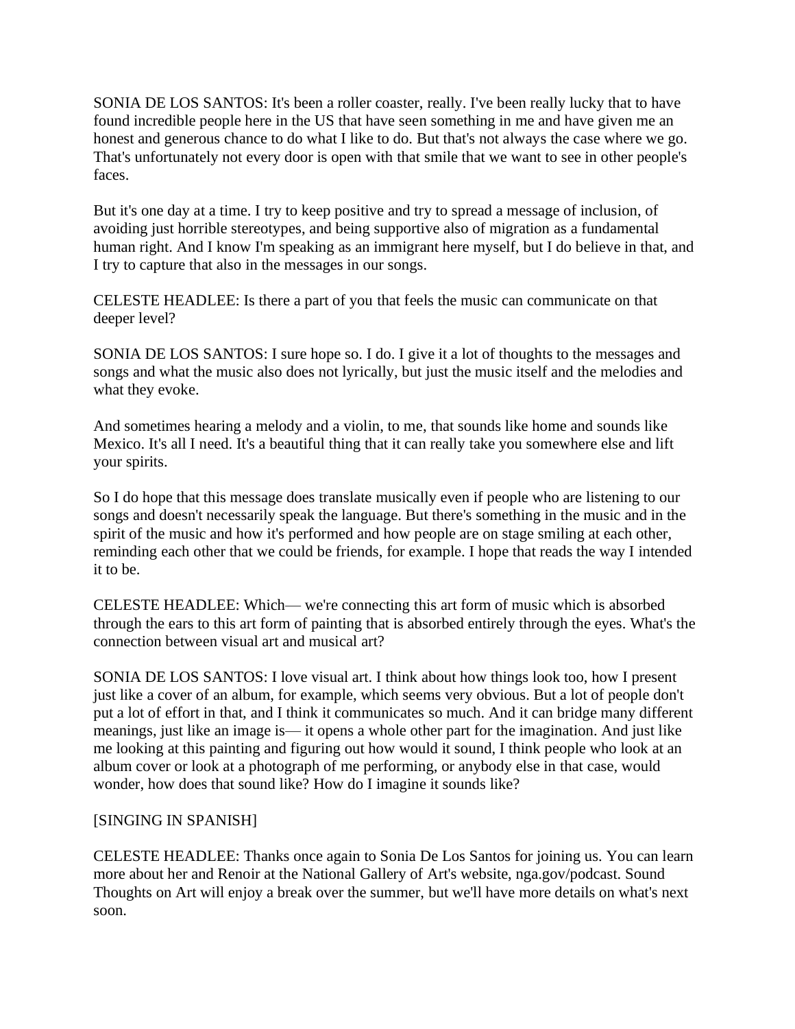SONIA DE LOS SANTOS: It's been a roller coaster, really. I've been really lucky that to have found incredible people here in the US that have seen something in me and have given me an honest and generous chance to do what I like to do. But that's not always the case where we go. That's unfortunately not every door is open with that smile that we want to see in other people's faces.

But it's one day at a time. I try to keep positive and try to spread a message of inclusion, of avoiding just horrible stereotypes, and being supportive also of migration as a fundamental human right. And I know I'm speaking as an immigrant here myself, but I do believe in that, and I try to capture that also in the messages in our songs.

CELESTE HEADLEE: Is there a part of you that feels the music can communicate on that deeper level?

SONIA DE LOS SANTOS: I sure hope so. I do. I give it a lot of thoughts to the messages and songs and what the music also does not lyrically, but just the music itself and the melodies and what they evoke.

And sometimes hearing a melody and a violin, to me, that sounds like home and sounds like Mexico. It's all I need. It's a beautiful thing that it can really take you somewhere else and lift your spirits.

So I do hope that this message does translate musically even if people who are listening to our songs and doesn't necessarily speak the language. But there's something in the music and in the spirit of the music and how it's performed and how people are on stage smiling at each other, reminding each other that we could be friends, for example. I hope that reads the way I intended it to be.

CELESTE HEADLEE: Which— we're connecting this art form of music which is absorbed through the ears to this art form of painting that is absorbed entirely through the eyes. What's the connection between visual art and musical art?

SONIA DE LOS SANTOS: I love visual art. I think about how things look too, how I present just like a cover of an album, for example, which seems very obvious. But a lot of people don't put a lot of effort in that, and I think it communicates so much. And it can bridge many different meanings, just like an image is— it opens a whole other part for the imagination. And just like me looking at this painting and figuring out how would it sound, I think people who look at an album cover or look at a photograph of me performing, or anybody else in that case, would wonder, how does that sound like? How do I imagine it sounds like?

[SINGING IN SPANISH]

CELESTE HEADLEE: Thanks once again to Sonia De Los Santos for joining us. You can learn more about her and Renoir at the National Gallery of Art's website, nga.gov/podcast. Sound Thoughts on Art will enjoy a break over the summer, but we'll have more details on what's next soon.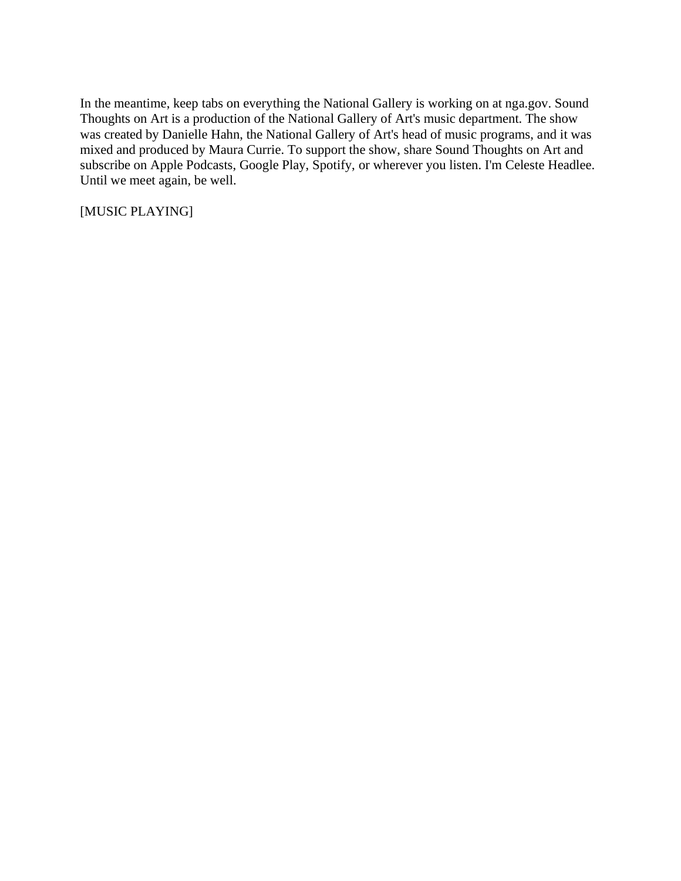In the meantime, keep tabs on everything the National Gallery is working on at nga.gov. Sound Thoughts on Art is a production of the National Gallery of Art's music department. The show was created by Danielle Hahn, the National Gallery of Art's head of music programs, and it was mixed and produced by Maura Currie. To support the show, share Sound Thoughts on Art and subscribe on Apple Podcasts, Google Play, Spotify, or wherever you listen. I'm Celeste Headlee. Until we meet again, be well.

[MUSIC PLAYING]